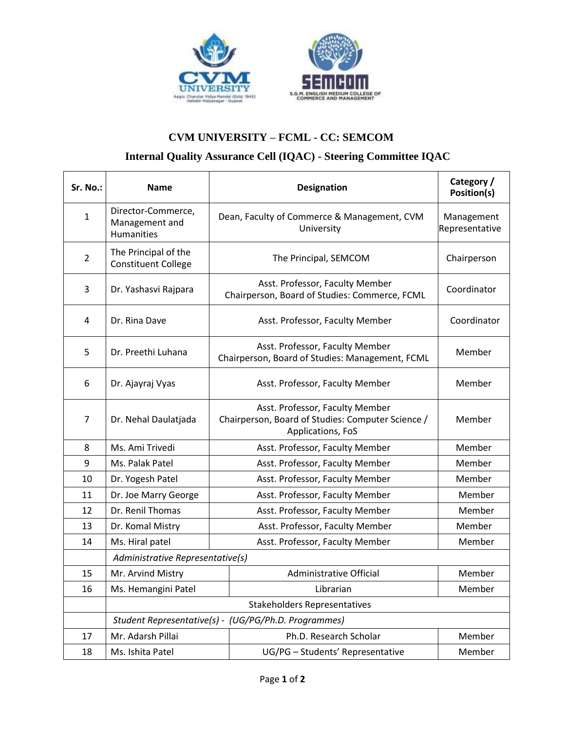# CVM UNIVERSITY – FCML - CC: SEMCOM

## Internal Quality Assurance Cell (IQAC) - Steering Committee IQAC

| Sr. No.: | Name | Designation | Category / Position(s) |
|---|---|---|---|
| 1 | Director-Commerce, Management and Humanities | Dean, Faculty of Commerce & Management, CVM University | Management Representative |
| 2 | The Principal of the Constituent College | The Principal, SEMCOM | Chairperson |
| 3 | Dr. Yashasvi Rajpara | Asst. Professor, Faculty Member<br>Chairperson, Board of Studies: Commerce, FCML | Coordinator |
| 4 | Dr. Rina Dave | Asst. Professor, Faculty Member | Coordinator |
| 5 | Dr. Preethi Luhana | Asst. Professor, Faculty Member<br>Chairperson, Board of Studies: Management, FCML | Member |
| 6 | Dr. Ajayraj Vyas | Asst. Professor, Faculty Member | Member |
| 7 | Dr. Nehal Daulatjada | Asst. Professor, Faculty Member<br>Chairperson, Board of Studies: Computer Science / Applications, FoS | Member |
| 8 | Ms. Ami Trivedi | Asst. Professor, Faculty Member | Member |
| 9 | Ms. Palak Patel | Asst. Professor, Faculty Member | Member |
| 10 | Dr. Yogesh Patel | Asst. Professor, Faculty Member | Member |
| 11 | Dr. Joe Marry George | Asst. Professor, Faculty Member | Member |
| 12 | Dr. Renil Thomas | Asst. Professor, Faculty Member | Member |
| 13 | Dr. Komal Mistry | Asst. Professor, Faculty Member | Member |
| 14 | Ms. Hiral patel | Asst. Professor, Faculty Member | Member |
| | *Administrative Representative(s)* | | |
| 15 | Mr. Arvind Mistry | Administrative Official | Member |
| 16 | Ms. Hemangini Patel | Librarian | Member |
| | Stakeholders Representatives | | |
| | *Student Representative(s) - (UG/PG/Ph.D. Programmes)* | | |
| 17 | Mr. Adarsh Pillai | Ph.D. Research Scholar | Member |
| 18 | Ms. Ishita Patel | UG/PG – Students' Representative | Member |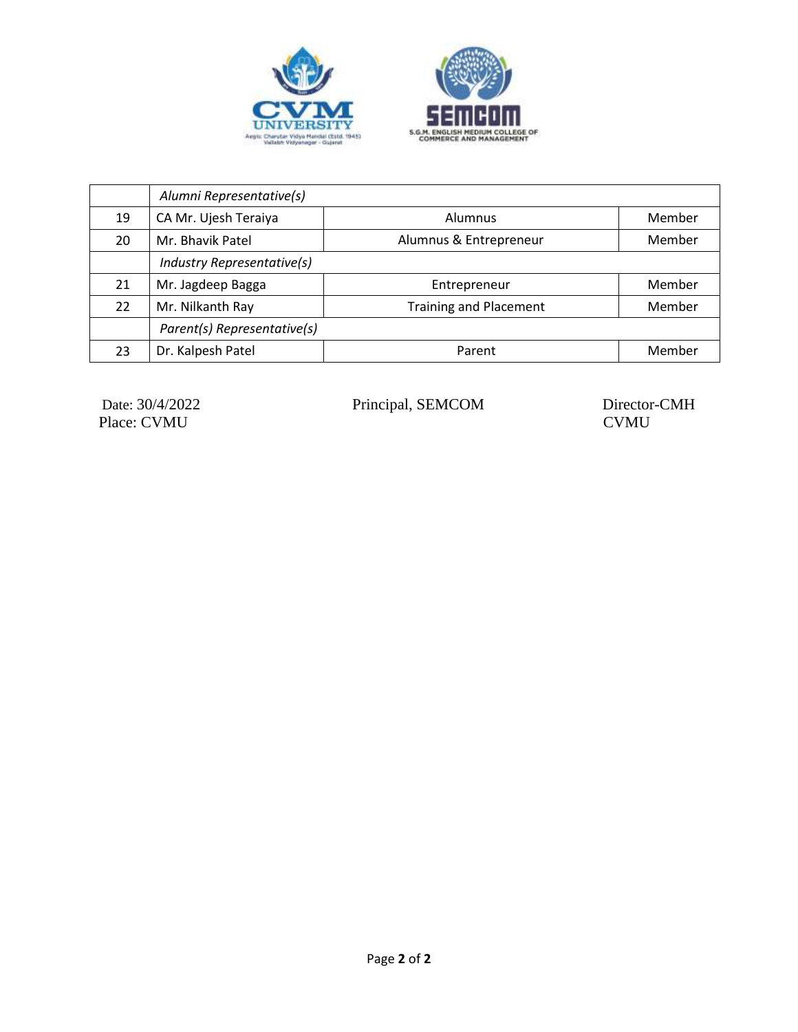| | | | |
|---|---|---|---|
| | *Alumni Representative(s)* | | |
| 19 | CA Mr. Ujesh Teraiya | Alumnus | Member |
| 20 | Mr. Bhavik Patel | Alumnus & Entrepreneur | Member |
| | *Industry Representative(s)* | | |
| 21 | Mr. Jagdeep Bagga | Entrepreneur | Member |
| 22 | Mr. Nilkanth Ray | Training and Placement | Member |
| | *Parent(s) Representative(s)* | | |
| 23 | Dr. Kalpesh Patel | Parent | Member |

Date: 30/4/2022
Place: CVMU

Principal, SEMCOM

Director-CMH
CVMU